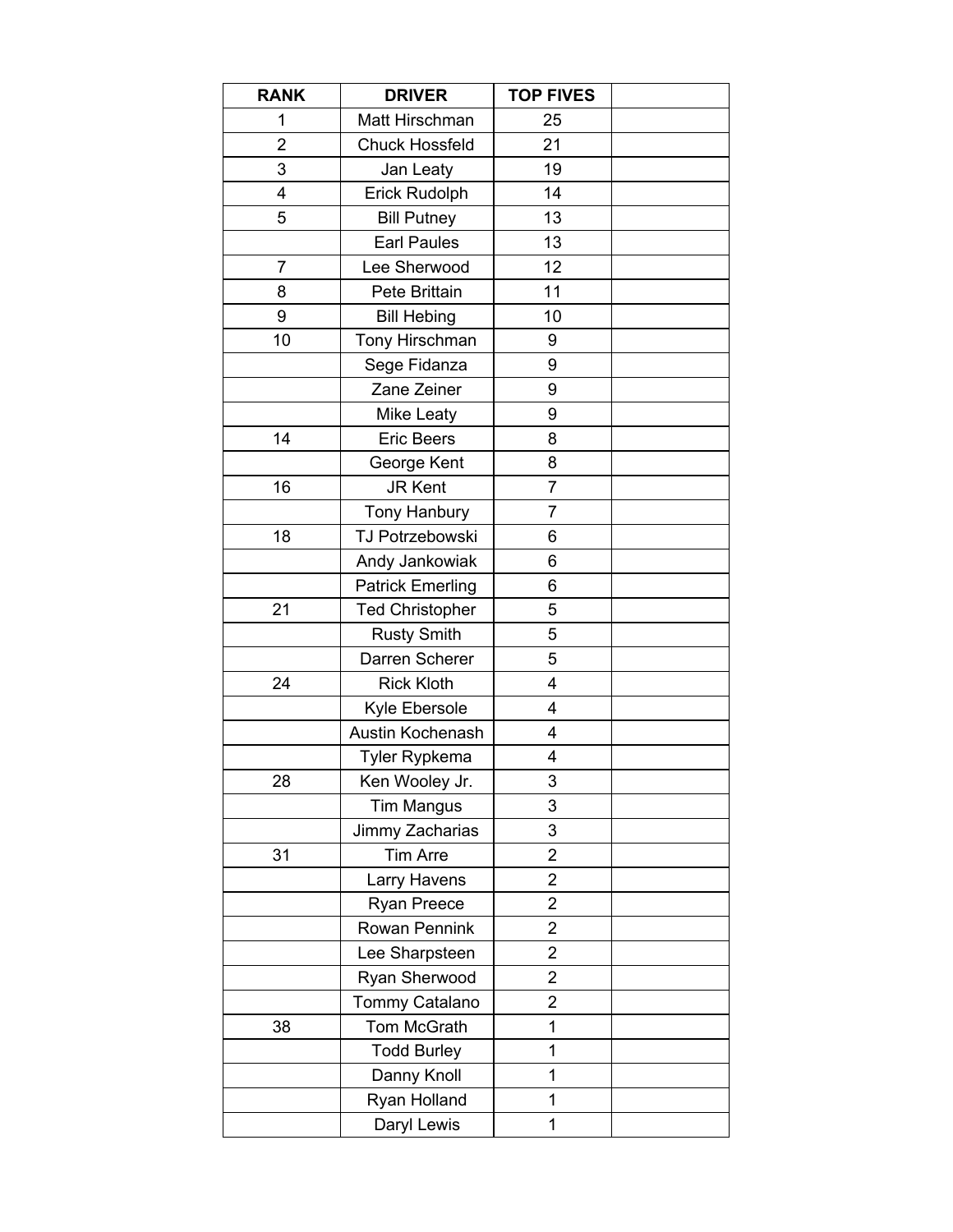| RANK | DRIVER | TOP FIVES | |
|---|---|---|---|
| 1 | Matt Hirschman | 25 | |
| 2 | Chuck Hossfeld | 21 | |
| 3 | Jan Leaty | 19 | |
| 4 | Erick Rudolph | 14 | |
| 5 | Bill Putney | 13 | |
| | Earl Paules | 13 | |
| 7 | Lee Sherwood | 12 | |
| 8 | Pete Brittain | 11 | |
| 9 | Bill Hebing | 10 | |
| 10 | Tony Hirschman | 9 | |
| | Sege Fidanza | 9 | |
| | Zane Zeiner | 9 | |
| | Mike Leaty | 9 | |
| 14 | Eric Beers | 8 | |
| | George Kent | 8 | |
| 16 | JR Kent | 7 | |
| | Tony Hanbury | 7 | |
| 18 | TJ Potrzebowski | 6 | |
| | Andy Jankowiak | 6 | |
| | Patrick Emerling | 6 | |
| 21 | Ted Christopher | 5 | |
| | Rusty Smith | 5 | |
| | Darren Scherer | 5 | |
| 24 | Rick Kloth | 4 | |
| | Kyle Ebersole | 4 | |
| | Austin Kochenash | 4 | |
| | Tyler Rypkema | 4 | |
| 28 | Ken Wooley Jr. | 3 | |
| | Tim Mangus | 3 | |
| | Jimmy Zacharias | 3 | |
| 31 | Tim Arre | 2 | |
| | Larry Havens | 2 | |
| | Ryan Preece | 2 | |
| | Rowan Pennink | 2 | |
| | Lee Sharpsteen | 2 | |
| | Ryan Sherwood | 2 | |
| | Tommy Catalano | 2 | |
| 38 | Tom McGrath | 1 | |
| | Todd Burley | 1 | |
| | Danny Knoll | 1 | |
| | Ryan Holland | 1 | |
| | Daryl Lewis | 1 | |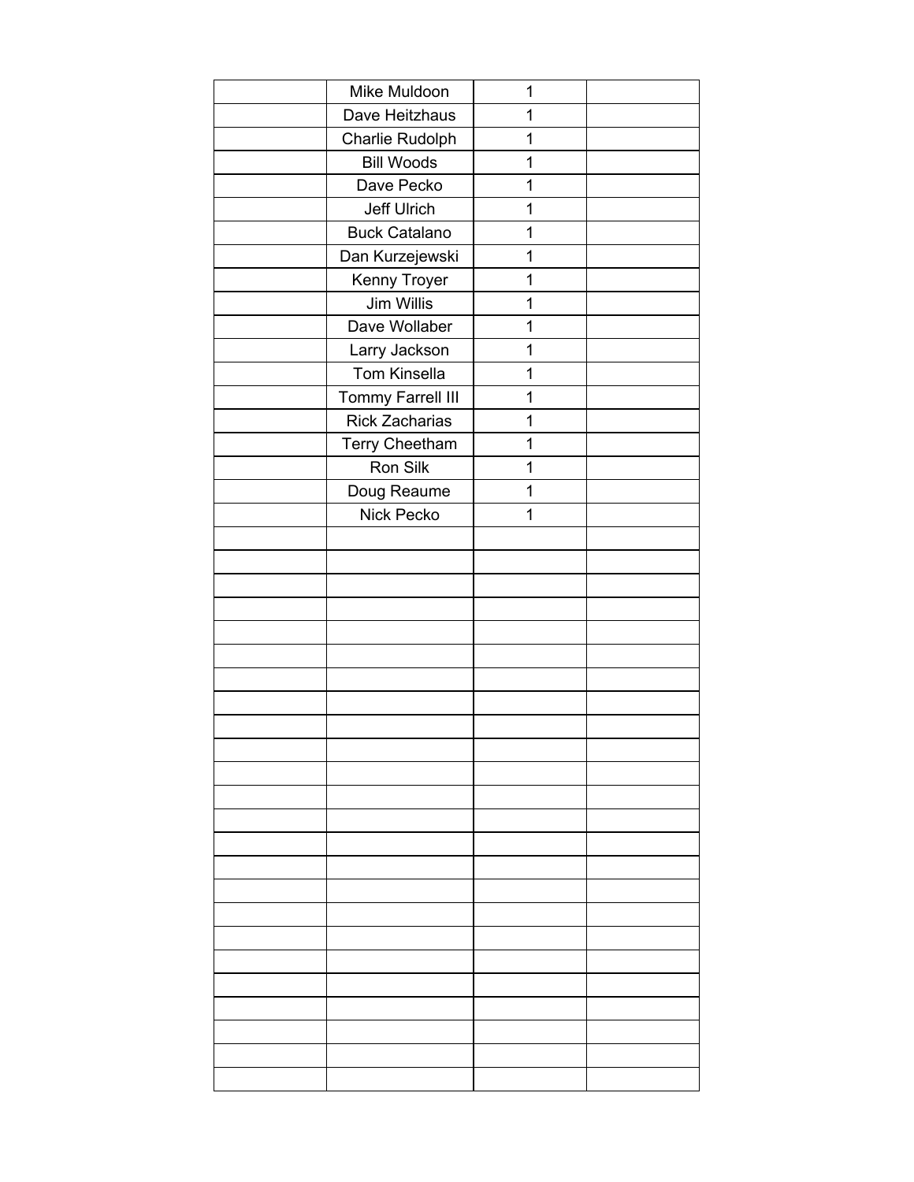| | | | |
|---|---|---|---|
| | Mike Muldoon | 1 | |
| | Dave Heitzhaus | 1 | |
| | Charlie Rudolph | 1 | |
| | Bill Woods | 1 | |
| | Dave Pecko | 1 | |
| | Jeff Ulrich | 1 | |
| | Buck Catalano | 1 | |
| | Dan Kurzejewski | 1 | |
| | Kenny Troyer | 1 | |
| | Jim Willis | 1 | |
| | Dave Wollaber | 1 | |
| | Larry Jackson | 1 | |
| | Tom Kinsella | 1 | |
| | Tommy Farrell III | 1 | |
| | Rick Zacharias | 1 | |
| | Terry Cheetham | 1 | |
| | Ron Silk | 1 | |
| | Doug Reaume | 1 | |
| | Nick Pecko | 1 | |
| | | | |
| | | | |
| | | | |
| | | | |
| | | | |
| | | | |
| | | | |
| | | | |
| | | | |
| | | | |
| | | | |
| | | | |
| | | | |
| | | | |
| | | | |
| | | | |
| | | | |
| | | | |
| | | | |
| | | | |
| | | | |
| | | | |
| | | | |
| | | | |